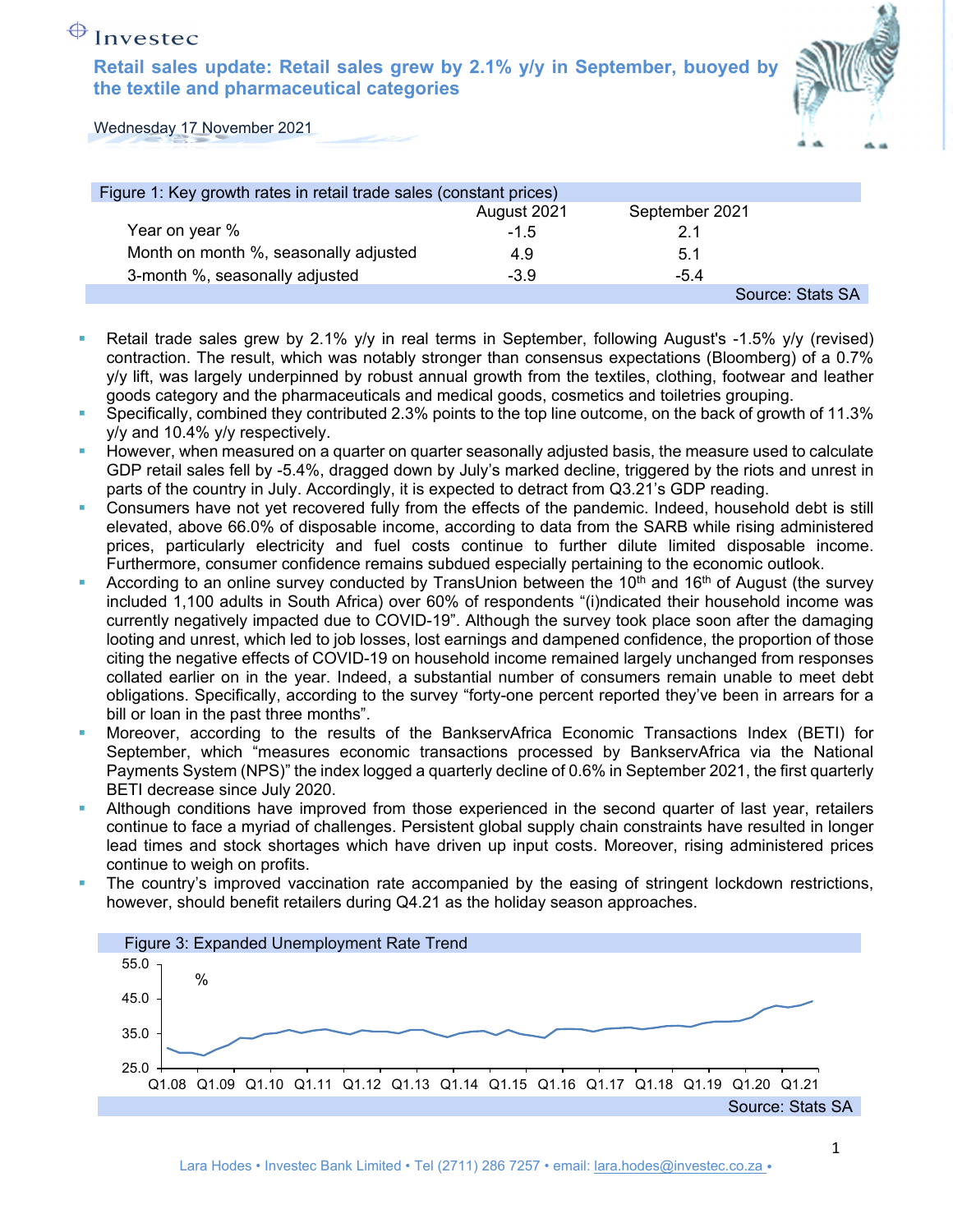Investec

# Retail sales update: Retail sales grew by 2.1% y/y in September, buoyed by the textile and pharmaceutical categories

Wednesday 17 November 2021

Figure 1: Key growth rates in retail trade sales (constant prices)

| | August 2021 | September 2021 |
|---|---|---|
| Year on year % | -1.5 | 2.1 |
| Month on month %, seasonally adjusted | 4.9 | 5.1 |
| 3-month %, seasonally adjusted | -3.9 | -5.4 |

Source: Stats SA

- Retail trade sales grew by 2.1% y/y in real terms in September, following August's -1.5% y/y (revised) contraction. The result, which was notably stronger than consensus expectations (Bloomberg) of a 0.7% y/y lift, was largely underpinned by robust annual growth from the textiles, clothing, footwear and leather goods category and the pharmaceuticals and medical goods, cosmetics and toiletries grouping.
- Specifically, combined they contributed 2.3% points to the top line outcome, on the back of growth of 11.3% y/y and 10.4% y/y respectively.
- However, when measured on a quarter on quarter seasonally adjusted basis, the measure used to calculate GDP retail sales fell by -5.4%, dragged down by July's marked decline, triggered by the riots and unrest in parts of the country in July. Accordingly, it is expected to detract from Q3.21's GDP reading.
- Consumers have not yet recovered fully from the effects of the pandemic. Indeed, household debt is still elevated, above 66.0% of disposable income, according to data from the SARB while rising administered prices, particularly electricity and fuel costs continue to further dilute limited disposable income. Furthermore, consumer confidence remains subdued especially pertaining to the economic outlook.
- According to an online survey conducted by TransUnion between the 10th and 16th of August (the survey included 1,100 adults in South Africa) over 60% of respondents "(i)ndicated their household income was currently negatively impacted due to COVID-19". Although the survey took place soon after the damaging looting and unrest, which led to job losses, lost earnings and dampened confidence, the proportion of those citing the negative effects of COVID-19 on household income remained largely unchanged from responses collated earlier on in the year. Indeed, a substantial number of consumers remain unable to meet debt obligations. Specifically, according to the survey "forty-one percent reported they've been in arrears for a bill or loan in the past three months".
- Moreover, according to the results of the BankservAfrica Economic Transactions Index (BETI) for September, which "measures economic transactions processed by BankservAfrica via the National Payments System (NPS)" the index logged a quarterly decline of 0.6% in September 2021, the first quarterly BETI decrease since July 2020.
- Although conditions have improved from those experienced in the second quarter of last year, retailers continue to face a myriad of challenges. Persistent global supply chain constraints have resulted in longer lead times and stock shortages which have driven up input costs. Moreover, rising administered prices continue to weigh on profits.
- The country's improved vaccination rate accompanied by the easing of stringent lockdown restrictions, however, should benefit retailers during Q4.21 as the holiday season approaches.

Figure 3: Expanded Unemployment Rate Trend

Source: Stats SA

Lara Hodes • Investec Bank Limited • Tel (2711) 286 7257 • email: lara.hodes@investec.co.za •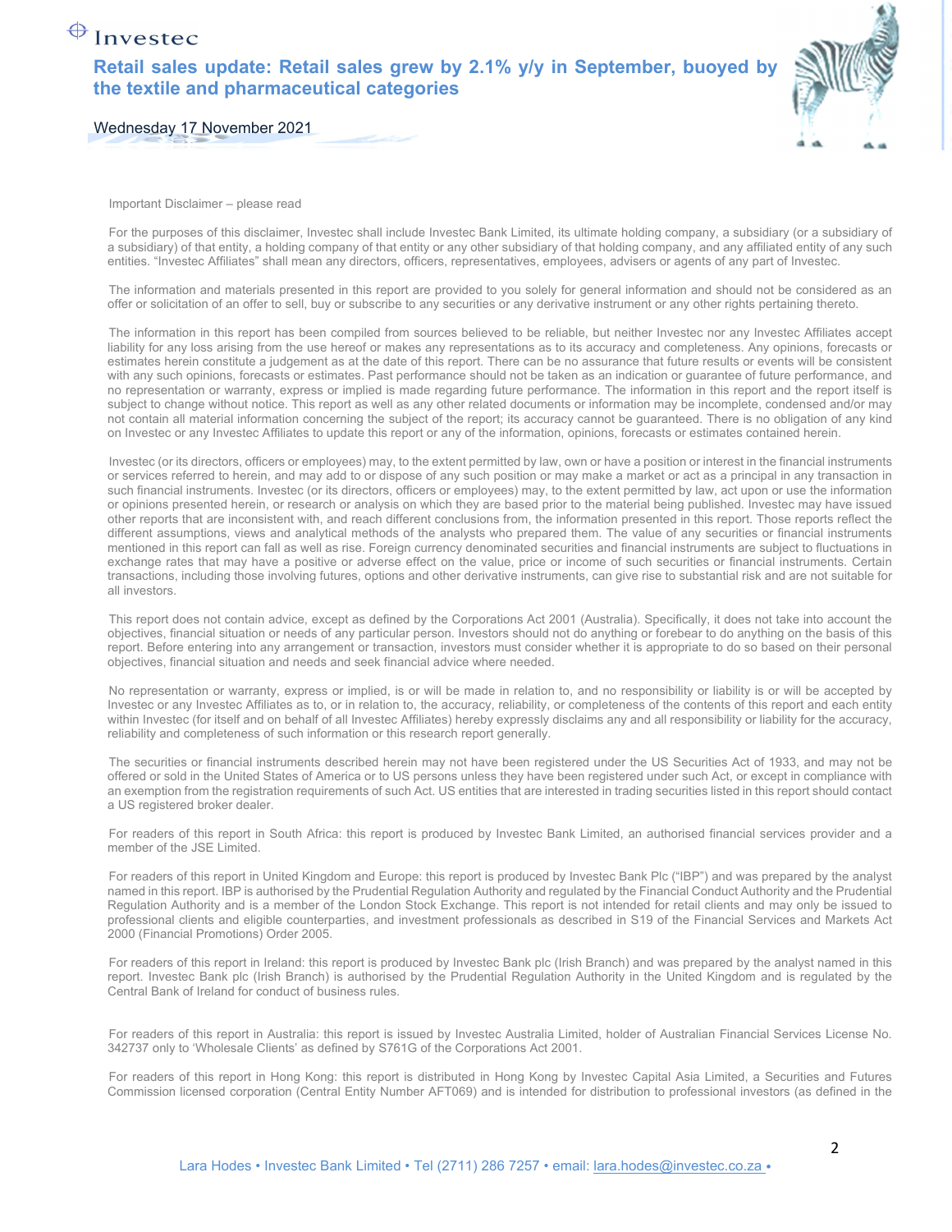Important Disclaimer – please read

For the purposes of this disclaimer, Investec shall include Investec Bank Limited, its ultimate holding company, a subsidiary (or a subsidiary of a subsidiary) of that entity, a holding company of that entity or any other subsidiary of that holding company, and any affiliated entity of any such entities. "Investec Affiliates" shall mean any directors, officers, representatives, employees, advisers or agents of any part of Investec.

The information and materials presented in this report are provided to you solely for general information and should not be considered as an offer or solicitation of an offer to sell, buy or subscribe to any securities or any derivative instrument or any other rights pertaining thereto.

The information in this report has been compiled from sources believed to be reliable, but neither Investec nor any Investec Affiliates accept liability for any loss arising from the use hereof or makes any representations as to its accuracy and completeness. Any opinions, forecasts or estimates herein constitute a judgement as at the date of this report. There can be no assurance that future results or events will be consistent with any such opinions, forecasts or estimates. Past performance should not be taken as an indication or guarantee of future performance, and no representation or warranty, express or implied is made regarding future performance. The information in this report and the report itself is subject to change without notice. This report as well as any other related documents or information may be incomplete, condensed and/or may not contain all material information concerning the subject of the report; its accuracy cannot be guaranteed. There is no obligation of any kind on Investec or any Investec Affiliates to update this report or any of the information, opinions, forecasts or estimates contained herein.

Investec (or its directors, officers or employees) may, to the extent permitted by law, own or have a position or interest in the financial instruments or services referred to herein, and may add to or dispose of any such position or may make a market or act as a principal in any transaction in such financial instruments. Investec (or its directors, officers or employees) may, to the extent permitted by law, act upon or use the information or opinions presented herein, or research or analysis on which they are based prior to the material being published. Investec may have issued other reports that are inconsistent with, and reach different conclusions from, the information presented in this report. Those reports reflect the different assumptions, views and analytical methods of the analysts who prepared them. The value of any securities or financial instruments mentioned in this report can fall as well as rise. Foreign currency denominated securities and financial instruments are subject to fluctuations in exchange rates that may have a positive or adverse effect on the value, price or income of such securities or financial instruments. Certain transactions, including those involving futures, options and other derivative instruments, can give rise to substantial risk and are not suitable for all investors.

This report does not contain advice, except as defined by the Corporations Act 2001 (Australia). Specifically, it does not take into account the objectives, financial situation or needs of any particular person. Investors should not do anything or forebear to do anything on the basis of this report. Before entering into any arrangement or transaction, investors must consider whether it is appropriate to do so based on their personal objectives, financial situation and needs and seek financial advice where needed.

No representation or warranty, express or implied, is or will be made in relation to, and no responsibility or liability is or will be accepted by Investec or any Investec Affiliates as to, or in relation to, the accuracy, reliability, or completeness of the contents of this report and each entity within Investec (for itself and on behalf of all Investec Affiliates) hereby expressly disclaims any and all responsibility or liability for the accuracy, reliability and completeness of such information or this research report generally.

The securities or financial instruments described herein may not have been registered under the US Securities Act of 1933, and may not be offered or sold in the United States of America or to US persons unless they have been registered under such Act, or except in compliance with an exemption from the registration requirements of such Act. US entities that are interested in trading securities listed in this report should contact a US registered broker dealer.

For readers of this report in South Africa: this report is produced by Investec Bank Limited, an authorised financial services provider and a member of the JSE Limited.

For readers of this report in United Kingdom and Europe: this report is produced by Investec Bank Plc ("IBP") and was prepared by the analyst named in this report. IBP is authorised by the Prudential Regulation Authority and regulated by the Financial Conduct Authority and the Prudential Regulation Authority and is a member of the London Stock Exchange. This report is not intended for retail clients and may only be issued to professional clients and eligible counterparties, and investment professionals as described in S19 of the Financial Services and Markets Act 2000 (Financial Promotions) Order 2005.

For readers of this report in Ireland: this report is produced by Investec Bank plc (Irish Branch) and was prepared by the analyst named in this report. Investec Bank plc (Irish Branch) is authorised by the Prudential Regulation Authority in the United Kingdom and is regulated by the Central Bank of Ireland for conduct of business rules.

For readers of this report in Australia: this report is issued by Investec Australia Limited, holder of Australian Financial Services License No. 342737 only to 'Wholesale Clients' as defined by S761G of the Corporations Act 2001.

For readers of this report in Hong Kong: this report is distributed in Hong Kong by Investec Capital Asia Limited, a Securities and Futures Commission licensed corporation (Central Entity Number AFT069) and is intended for distribution to professional investors (as defined in the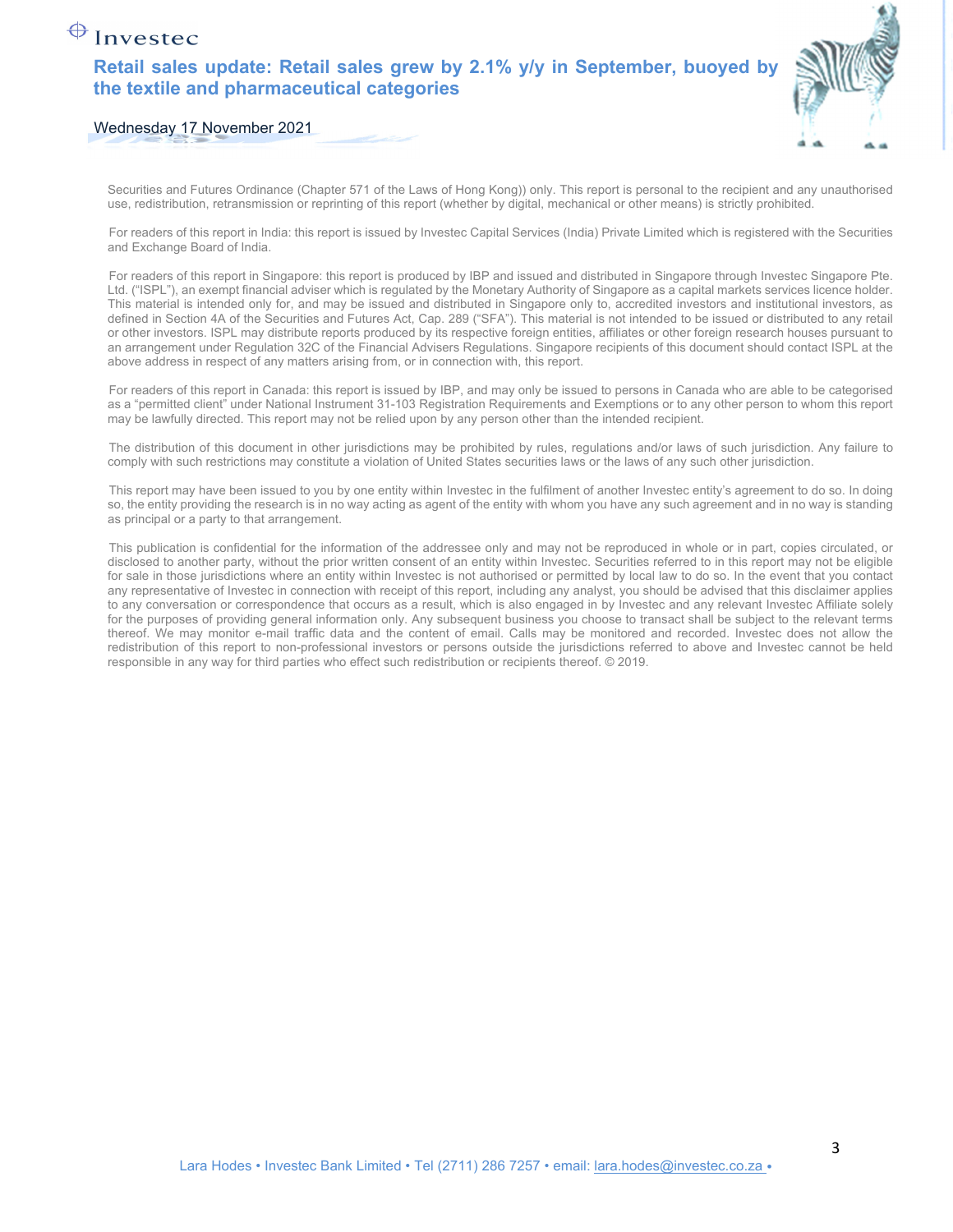Securities and Futures Ordinance (Chapter 571 of the Laws of Hong Kong)) only. This report is personal to the recipient and any unauthorised use, redistribution, retransmission or reprinting of this report (whether by digital, mechanical or other means) is strictly prohibited.

For readers of this report in India: this report is issued by Investec Capital Services (India) Private Limited which is registered with the Securities and Exchange Board of India.

For readers of this report in Singapore: this report is produced by IBP and issued and distributed in Singapore through Investec Singapore Pte. Ltd. ("ISPL"), an exempt financial adviser which is regulated by the Monetary Authority of Singapore as a capital markets services licence holder. This material is intended only for, and may be issued and distributed in Singapore only to, accredited investors and institutional investors, as defined in Section 4A of the Securities and Futures Act, Cap. 289 ("SFA"). This material is not intended to be issued or distributed to any retail or other investors. ISPL may distribute reports produced by its respective foreign entities, affiliates or other foreign research houses pursuant to an arrangement under Regulation 32C of the Financial Advisers Regulations. Singapore recipients of this document should contact ISPL at the above address in respect of any matters arising from, or in connection with, this report.

For readers of this report in Canada: this report is issued by IBP, and may only be issued to persons in Canada who are able to be categorised as a "permitted client" under National Instrument 31-103 Registration Requirements and Exemptions or to any other person to whom this report may be lawfully directed. This report may not be relied upon by any person other than the intended recipient.

The distribution of this document in other jurisdictions may be prohibited by rules, regulations and/or laws of such jurisdiction. Any failure to comply with such restrictions may constitute a violation of United States securities laws or the laws of any such other jurisdiction.

This report may have been issued to you by one entity within Investec in the fulfilment of another Investec entity's agreement to do so. In doing so, the entity providing the research is in no way acting as agent of the entity with whom you have any such agreement and in no way is standing as principal or a party to that arrangement.

This publication is confidential for the information of the addressee only and may not be reproduced in whole or in part, copies circulated, or disclosed to another party, without the prior written consent of an entity within Investec. Securities referred to in this report may not be eligible for sale in those jurisdictions where an entity within Investec is not authorised or permitted by local law to do so. In the event that you contact any representative of Investec in connection with receipt of this report, including any analyst, you should be advised that this disclaimer applies to any conversation or correspondence that occurs as a result, which is also engaged in by Investec and any relevant Investec Affiliate solely for the purposes of providing general information only. Any subsequent business you choose to transact shall be subject to the relevant terms thereof. We may monitor e-mail traffic data and the content of email. Calls may be monitored and recorded. Investec does not allow the redistribution of this report to non-professional investors or persons outside the jurisdictions referred to above and Investec cannot be held responsible in any way for third parties who effect such redistribution or recipients thereof. © 2019.